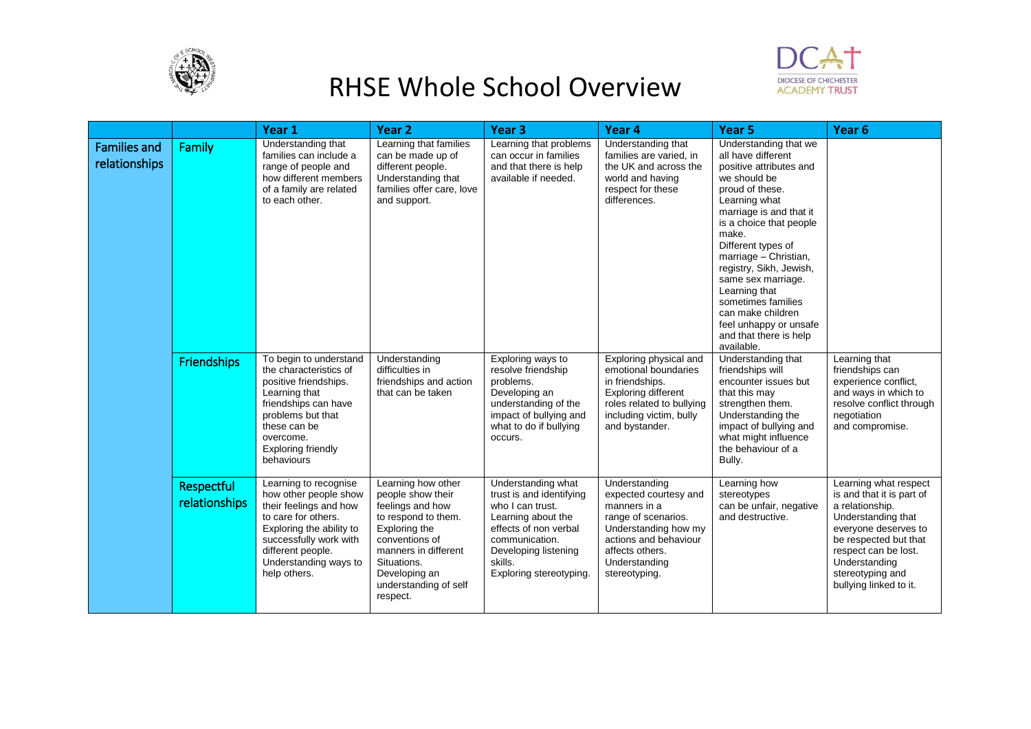# RHSE Whole School Overview

| | | Year 1 | Year 2 | Year 3 | Year 4 | Year 5 | Year 6 |
|---|---|---|---|---|---|---|---|
| Families and relationships | Family | Understanding that families can include a range of people and how different members of a family are related to each other. | Learning that families can be made up of different people. Understanding that families offer care, love and support. | Learning that problems can occur in families and that there is help available if needed. | Understanding that families are varied, in the UK and across the world and having respect for these differences. | Understanding that we all have different positive attributes and we should be proud of these. Learning what marriage is and that it is a choice that people make. Different types of marriage – Christian, registry, Sikh, Jewish, same sex marriage. Learning that sometimes families can make children feel unhappy or unsafe and that there is help available. | |
| | Friendships | To begin to understand the characteristics of positive friendships. Learning that friendships can have problems but that these can be overcome. Exploring friendly behaviours | Understanding difficulties in friendships and action that can be taken | Exploring ways to resolve friendship problems. Developing an understanding of the impact of bullying and what to do if bullying occurs. | Exploring physical and emotional boundaries in friendships. Exploring different roles related to bullying including victim, bully and bystander. | Understanding that friendships will encounter issues but that this may strengthen them. Understanding the impact of bullying and what might influence the behaviour of a Bully. | Learning that friendships can experience conflict, and ways in which to resolve conflict through negotiation and compromise. |
| | Respectful relationships | Learning to recognise how other people show their feelings and how to care for others. Exploring the ability to successfully work with different people. Understanding ways to help others. | Learning how other people show their feelings and how to respond to them. Exploring the conventions of manners in different Situations. Developing an understanding of self respect. | Understanding what trust is and identifying who I can trust. Learning about the effects of non verbal communication. Developing listening skills. Exploring stereotyping. | Understanding expected courtesy and manners in a range of scenarios. Understanding how my actions and behaviour affects others. Understanding stereotyping. | Learning how stereotypes can be unfair, negative and destructive. | Learning what respect is and that it is part of a relationship. Understanding that everyone deserves to be respected but that respect can be lost. Understanding stereotyping and bullying linked to it. |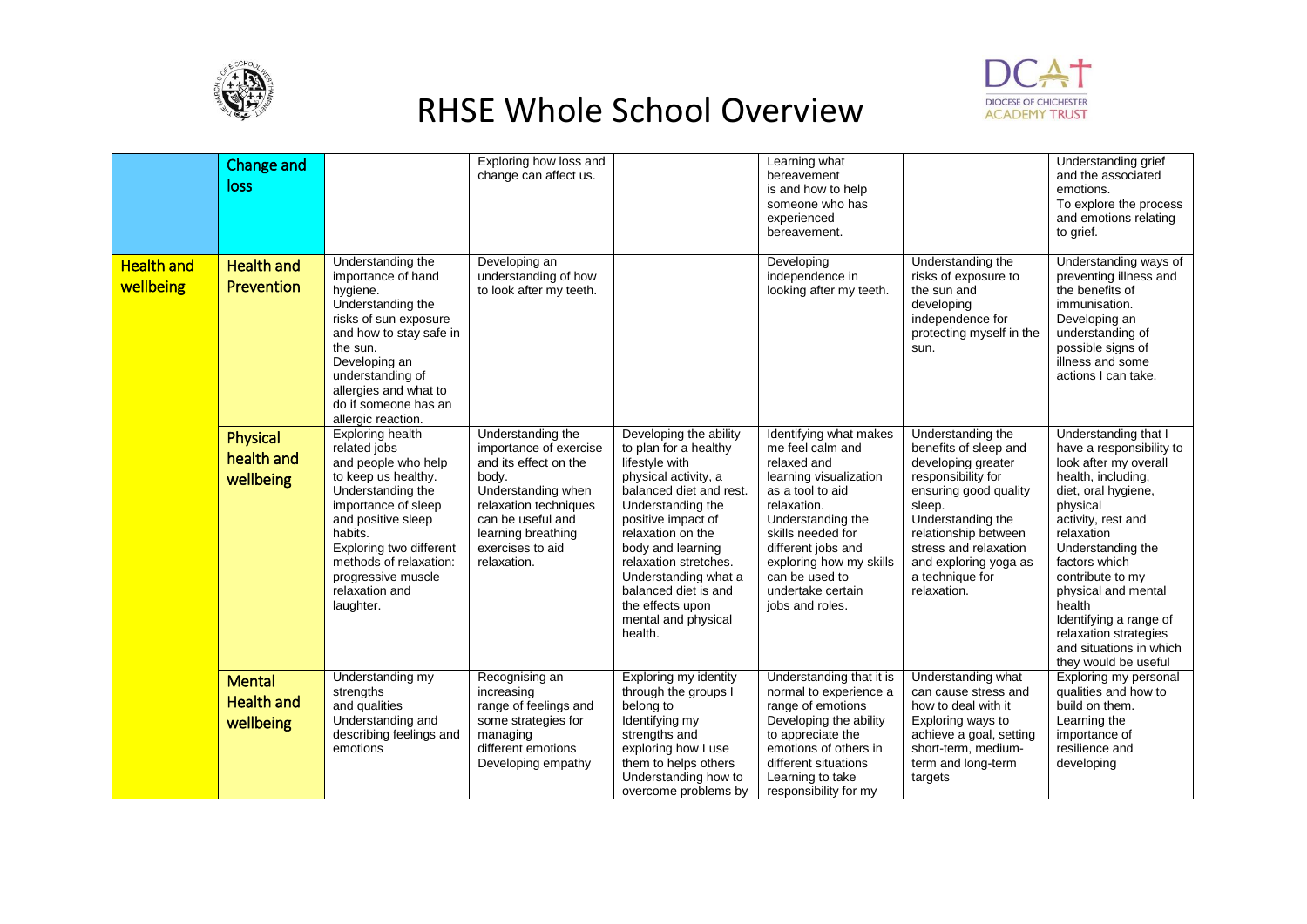# RHSE Whole School Overview

| | | | | | | | |
|---|---|---|---|---|---|---|---|
| | Change and loss | | Exploring how loss and change can affect us. | | Learning what bereavement is and how to help someone who has experienced bereavement. | | Understanding grief and the associated emotions. To explore the process and emotions relating to grief. |
| Health and wellbeing | Health and Prevention | Understanding the importance of hand hygiene. Understanding the risks of sun exposure and how to stay safe in the sun. Developing an understanding of allergies and what to do if someone has an allergic reaction. | Developing an understanding of how to look after my teeth. | | Developing independence in looking after my teeth. | Understanding the risks of exposure to the sun and developing independence for protecting myself in the sun. | Understanding ways of preventing illness and the benefits of immunisation. Developing an understanding of possible signs of illness and some actions I can take. |
| | Physical health and wellbeing | Exploring health related jobs and people who help to keep us healthy. Understanding the importance of sleep and positive sleep habits. Exploring two different methods of relaxation: progressive muscle relaxation and laughter. | Understanding the importance of exercise and its effect on the body. Understanding when relaxation techniques can be useful and learning breathing exercises to aid relaxation. | Developing the ability to plan for a healthy lifestyle with physical activity, a balanced diet and rest. Understanding the positive impact of relaxation on the body and learning relaxation stretches. Understanding what a balanced diet is and the effects upon mental and physical health. | Identifying what makes me feel calm and relaxed and learning visualization as a tool to aid relaxation. Understanding the skills needed for different jobs and exploring how my skills can be used to undertake certain jobs and roles. | Understanding the benefits of sleep and developing greater responsibility for ensuring good quality sleep. Understanding the relationship between stress and relaxation and exploring yoga as a technique for relaxation. | Understanding that I have a responsibility to look after my overall health, including, diet, oral hygiene, physical activity, rest and relaxation Understanding the factors which contribute to my physical and mental health Identifying a range of relaxation strategies and situations in which they would be useful |
| | Mental Health and wellbeing | Understanding my strengths and qualities Understanding and describing feelings and emotions | Recognising an increasing range of feelings and some strategies for managing different emotions Developing empathy | Exploring my identity through the groups I belong to Identifying my strengths and exploring how I use them to helps others Understanding how to overcome problems by | Understanding that it is normal to experience a range of emotions Developing the ability to appreciate the emotions of others in different situations Learning to take responsibility for my | Understanding what can cause stress and how to deal with it Exploring ways to achieve a goal, setting short-term, medium-term and long-term targets | Exploring my personal qualities and how to build on them. Learning the importance of resilience and developing |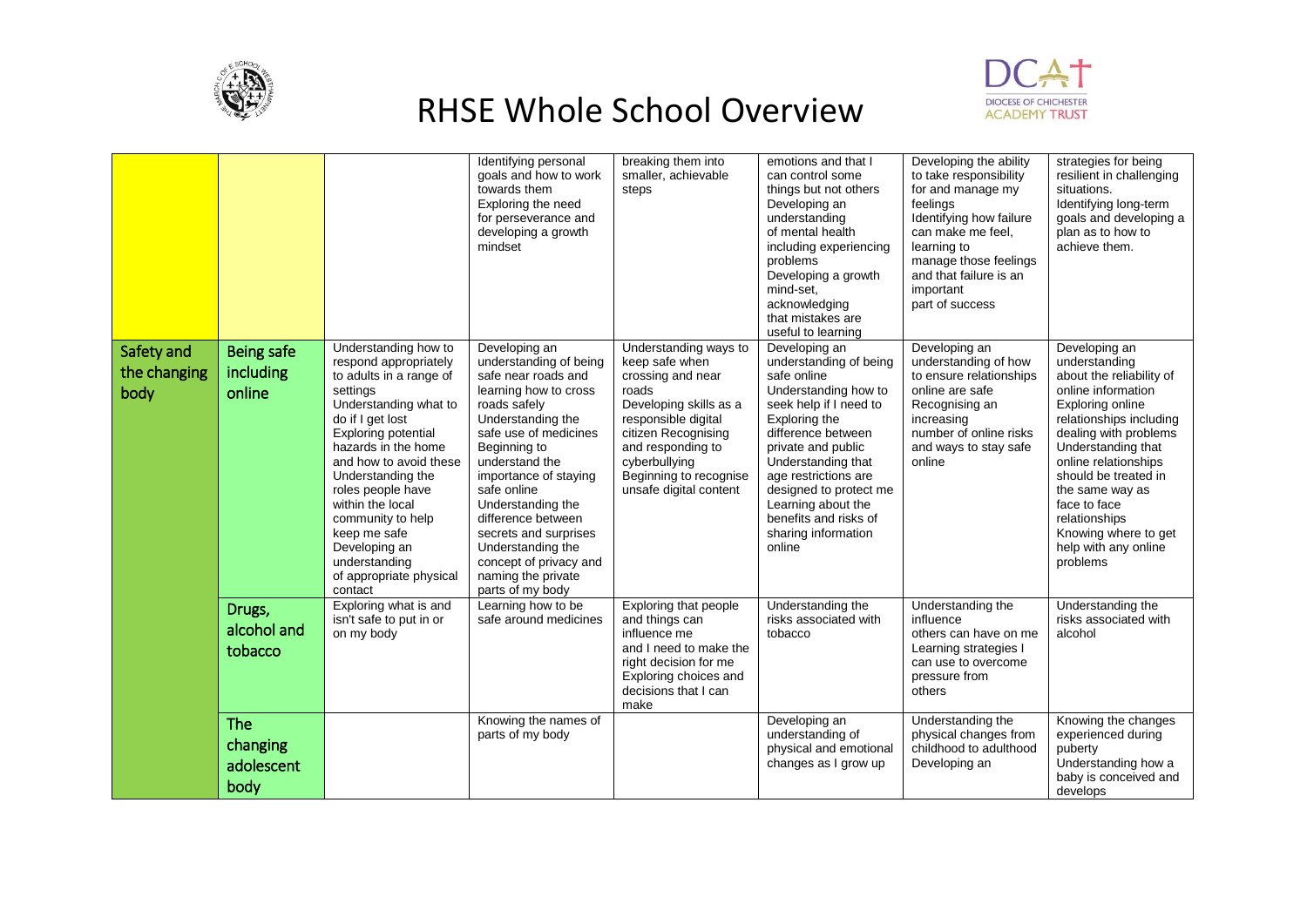# RHSE Whole School Overview

| | | | | | | | |
|---|---|---|---|---|---|---|---|
| | | | Identifying personal goals and how to work towards them Exploring the need for perseverance and developing a growth mindset | breaking them into smaller, achievable steps | emotions and that I can control some things but not others Developing an understanding of mental health including experiencing problems Developing a growth mind-set, acknowledging that mistakes are useful to learning | Developing the ability to take responsibility for and manage my feelings Identifying how failure can make me feel, learning to manage those feelings and that failure is an important part of success | strategies for being resilient in challenging situations. Identifying long-term goals and developing a plan as to how to achieve them. |
| Safety and the changing body | Being safe including online | Understanding how to respond appropriately to adults in a range of settings Understanding what to do if I get lost Exploring potential hazards in the home and how to avoid these Understanding the roles people have within the local community to help keep me safe Developing an understanding of appropriate physical contact | Developing an understanding of being safe near roads and learning how to cross roads safely Understanding the safe use of medicines Beginning to understand the importance of staying safe online Understanding the difference between secrets and surprises Understanding the concept of privacy and naming the private parts of my body | Understanding ways to keep safe when crossing and near roads Developing skills as a responsible digital citizen Recognising and responding to cyberbullying Beginning to recognise unsafe digital content | Developing an understanding of being safe online Understanding how to seek help if I need to Exploring the difference between private and public Understanding that age restrictions are designed to protect me Learning about the benefits and risks of sharing information online | Developing an understanding of how to ensure relationships online are safe Recognising an increasing number of online risks and ways to stay safe online | Developing an understanding about the reliability of online information Exploring online relationships including dealing with problems Understanding that online relationships should be treated in the same way as face to face relationships Knowing where to get help with any online problems |
| | Drugs, alcohol and tobacco | Exploring what is and isn't safe to put in or on my body | Learning how to be safe around medicines | Exploring that people and things can influence me and I need to make the right decision for me Exploring choices and decisions that I can make | Understanding the risks associated with tobacco | Understanding the influence others can have on me Learning strategies I can use to overcome pressure from others | Understanding the risks associated with alcohol |
| | The changing adolescent body | | Knowing the names of parts of my body | | Developing an understanding of physical and emotional changes as I grow up | Understanding the physical changes from childhood to adulthood Developing an | Knowing the changes experienced during puberty Understanding how a baby is conceived and develops |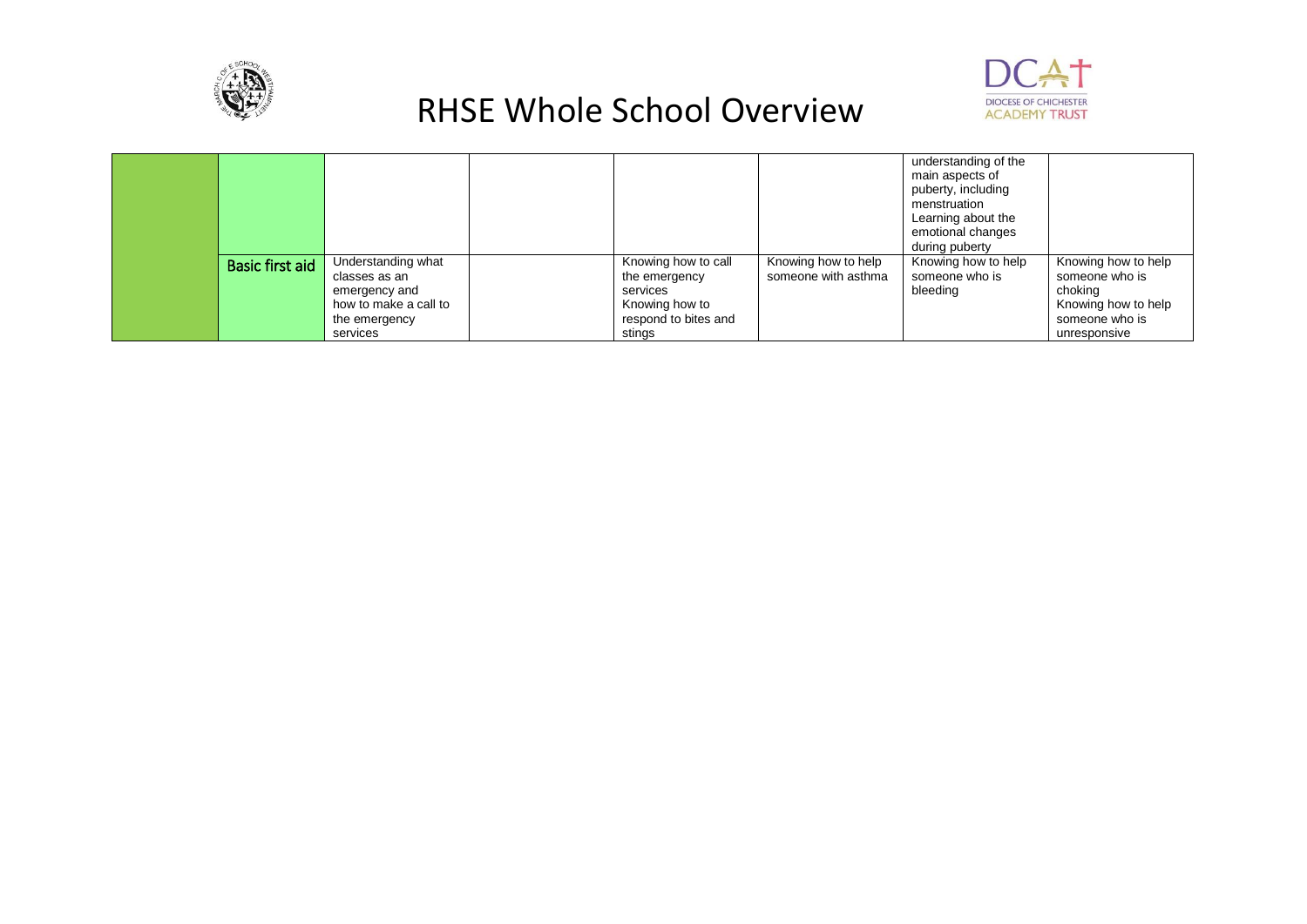| | | | | | | | |
|---|---|---|---|---|---|---|---|
| | | | | | | understanding of the main aspects of puberty, including menstruation<br>Learning about the emotional changes during puberty | |
| | Basic first aid | Understanding what classes as an emergency and how to make a call to the emergency services | | Knowing how to call the emergency services<br>Knowing how to respond to bites and stings | Knowing how to help someone with asthma | Knowing how to help someone who is bleeding | Knowing how to help someone who is choking<br>Knowing how to help someone who is unresponsive |